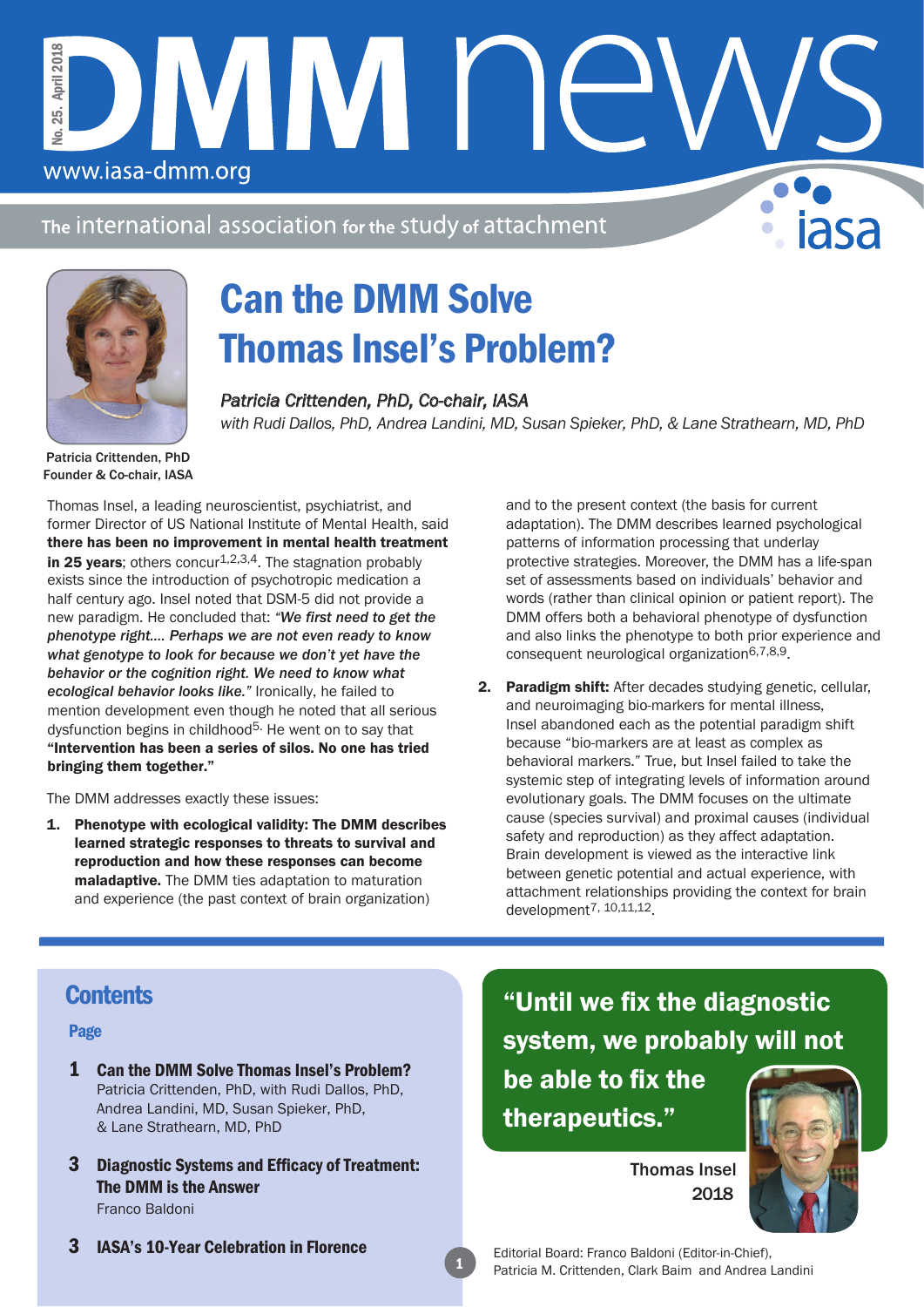# DMM news

www.iasa-dmm.org

No. 25. April 2018

The international association for the study of attachment

# Can the DMM Solve Thomas Insel's Problem?

*Patricia Crittenden, PhD, Co-chair, IASA*

*with Rudi Dallos, PhD, Andrea Landini, MD, Susan Spieker, PhD, & Lane Strathearn, MD, PhD*

Patricia Crittenden, PhD
Founder & Co-chair, IASA

Thomas Insel, a leading neuroscientist, psychiatrist, and former Director of US National Institute of Mental Health, said **there has been no improvement in mental health treatment in 25 years**; others concur[1,2,3,4]. The stagnation probably exists since the introduction of psychotropic medication a half century ago. Insel noted that DSM-5 did not provide a new paradigm. He concluded that: ***"We first need to get the phenotype right…. Perhaps we are not even ready to know what genotype to look for because we don't yet have the behavior or the cognition right. We need to know what ecological behavior looks like."*** Ironically, he failed to mention development even though he noted that all serious dysfunction begins in childhood[5]. He went on to say that **"Intervention has been a series of silos. No one has tried bringing them together."**

The DMM addresses exactly these issues:

1. **Phenotype with ecological validity: The DMM describes learned strategic responses to threats to survival and reproduction and how these responses can become maladaptive.** The DMM ties adaptation to maturation and experience (the past context of brain organization) and to the present context (the basis for current adaptation). The DMM describes learned psychological patterns of information processing that underlay protective strategies. Moreover, the DMM has a life-span set of assessments based on individuals' behavior and words (rather than clinical opinion or patient report). The DMM offers both a behavioral phenotype of dysfunction and also links the phenotype to both prior experience and consequent neurological organization[6,7,8,9].
2. **Paradigm shift:** After decades studying genetic, cellular, and neuroimaging bio-markers for mental illness, Insel abandoned each as the potential paradigm shift because "bio-markers are at least as complex as behavioral markers." True, but Insel failed to take the systemic step of integrating levels of information around evolutionary goals. The DMM focuses on the ultimate cause (species survival) and proximal causes (individual safety and reproduction) as they affect adaptation. Brain development is viewed as the interactive link between genetic potential and actual experience, with attachment relationships providing the context for brain development[7,10,11,12].

## Contents

Page

**1 Can the DMM Solve Thomas Insel's Problem?**
Patricia Crittenden, PhD, with Rudi Dallos, PhD, Andrea Landini, MD, Susan Spieker, PhD, & Lane Strathearn, MD, PhD

**3 Diagnostic Systems and Efficacy of Treatment: The DMM is the Answer**
Franco Baldoni

**3 IASA's 10-Year Celebration in Florence**

> **"Until we fix the diagnostic system, we probably will not be able to fix the therapeutics."**
>
> Thomas Insel
> 2018

Editorial Board: Franco Baldoni (Editor-in-Chief), Patricia M. Crittenden, Clark Baim and Andrea Landini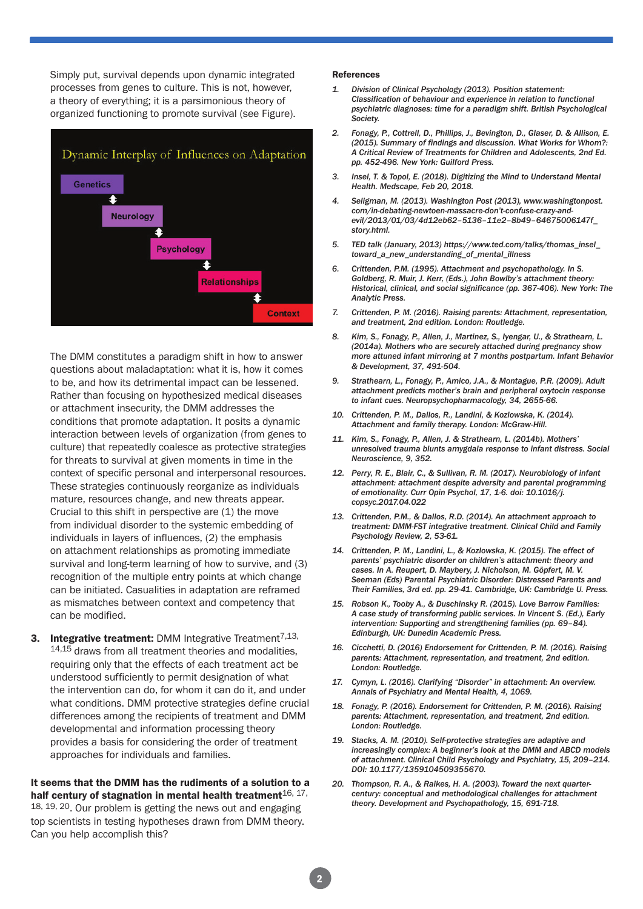Simply put, survival depends upon dynamic integrated processes from genes to culture. This is not, however, a theory of everything; it is a parsimonious theory of organized functioning to promote survival (see Figure).

Dynamic Interplay of Influences on Adaptation

Genetics ↕ Neurology ↕ Psychology ↕ Relationships ↕ Context

The DMM constitutes a paradigm shift in how to answer questions about maladaptation: what it is, how it comes to be, and how its detrimental impact can be lessened. Rather than focusing on hypothesized medical diseases or attachment insecurity, the DMM addresses the conditions that promote adaptation. It posits a dynamic interaction between levels of organization (from genes to culture) that repeatedly coalesce as protective strategies for threats to survival at given moments in time in the context of specific personal and interpersonal resources. These strategies continuously reorganize as individuals mature, resources change, and new threats appear. Crucial to this shift in perspective are (1) the move from individual disorder to the systemic embedding of individuals in layers of influences, (2) the emphasis on attachment relationships as promoting immediate survival and long-term learning of how to survive, and (3) recognition of the multiple entry points at which change can be initiated. Casualities in adaptation are reframed as mismatches between context and competency that can be modified.

3. **Integrative treatment:** DMM Integrative Treatment[7,13,14,15] draws from all treatment theories and modalities, requiring only that the effects of each treatment act be understood sufficiently to permit designation of what the intervention can do, for whom it can do it, and under what conditions. DMM protective strategies define crucial differences among the recipients of treatment and DMM developmental and information processing theory provides a basis for considering the order of treatment approaches for individuals and families.

**It seems that the DMM has the rudiments of a solution to a half century of stagnation in mental health treatment**[16, 17, 18, 19, 20]. Our problem is getting the news out and engaging top scientists in testing hypotheses drawn from DMM theory. Can you help accomplish this?

**References**

1. *Division of Clinical Psychology (2013). Position statement: Classification of behaviour and experience in relation to functional psychiatric diagnoses: time for a paradigm shift. British Psychological Society.*
2. *Fonagy, P., Cottrell, D., Phillips, J., Bevington, D., Glaser, D. & Allison, E. (2015). Summary of findings and discussion. What Works for Whom?: A Critical Review of Treatments for Children and Adolescents, 2nd Ed. pp. 452-496. New York: Guilford Press.*
3. *Insel, T. & Topol, E. (2018). Digitizing the Mind to Understand Mental Health. Medscape, Feb 20, 2018.*
4. *Seligman, M. (2013). Washington Post (2013), www.washingtonpost.com/in-debating-newtoen-massacre-don't-confuse-crazy-and-evil/2013/01/03/4d12eb62-5136-11e2-8b49-64675006147f_story.html.*
5. *TED talk (January, 2013) https://www.ted.com/talks/thomas_insel_toward_a_new_understanding_of_mental_illness*
6. *Crittenden, P.M. (1995). Attachment and psychopathology. In S. Goldberg, R. Muir, J. Kerr, (Eds.), John Bowlby's attachment theory: Historical, clinical, and social significance (pp. 367-406). New York: The Analytic Press.*
7. *Crittenden, P. M. (2016). Raising parents: Attachment, representation, and treatment, 2nd edition. London: Routledge.*
8. *Kim, S., Fonagy, P., Allen, J., Martinez, S., Iyengar, U., & Strathearn, L. (2014a). Mothers who are securely attached during pregnancy show more attuned infant mirroring at 7 months postpartum. Infant Behavior & Development, 37, 491-504.*
9. *Strathearn, L., Fonagy, P., Amico, J.A., & Montague, P.R. (2009). Adult attachment predicts mother's brain and peripheral oxytocin response to infant cues. Neuropsychopharmacology, 34, 2655-66.*
10. *Crittenden, P. M., Dallos, R., Landini, & Kozlowska, K. (2014). Attachment and family therapy. London: McGraw-Hill.*
11. *Kim, S., Fonagy, P., Allen, J. & Strathearn, L. (2014b). Mothers' unresolved trauma blunts amygdala response to infant distress. Social Neuroscience, 9, 352.*
12. *Perry, R. E., Blair, C., & Sullivan, R. M. (2017). Neurobiology of infant attachment: attachment despite adversity and parental programming of emotionality. Curr Opin Psychol, 17, 1-6. doi: 10.1016/j.copsyc.2017.04.022*
13. *Crittenden, P.M., & Dallos, R.D. (2014). An attachment approach to treatment: DMM-FST integrative treatment. Clinical Child and Family Psychology Review, 2, 53-61.*
14. *Crittenden, P. M., Landini, L., & Kozlowska, K. (2015). The effect of parents' psychiatric disorder on children's attachment: theory and cases. In A. Reupert, D. Maybery, J. Nicholson, M. Göpfert, M. V. Seeman (Eds) Parental Psychiatric Disorder: Distressed Parents and Their Families, 3rd ed. pp. 29-41. Cambridge, UK: Cambridge U. Press.*
15. *Robson K., Tooby A., & Duschinsky R. (2015). Love Barrow Families: A case study of transforming public services. In Vincent S. (Ed.), Early intervention: Supporting and strengthening families (pp. 69–84). Edinburgh, UK: Dunedin Academic Press.*
16. *Cicchetti, D. (2016) Endorsement for Crittenden, P. M. (2016). Raising parents: Attachment, representation, and treatment, 2nd edition. London: Routledge.*
17. *Cymyn, L. (2016). Clarifying "Disorder" in attachment: An overview. Annals of Psychiatry and Mental Health, 4, 1069.*
18. *Fonagy, P. (2016). Endorsement for Crittenden, P. M. (2016). Raising parents: Attachment, representation, and treatment, 2nd edition. London: Routledge.*
19. *Stacks, A. M. (2010). Self-protective strategies are adaptive and increasingly complex: A beginner's look at the DMM and ABCD models of attachment. Clinical Child Psychology and Psychiatry, 15, 209–214. DOI: 10.1177/1359104509355670.*
20. *Thompson, R. A., & Raikes, H. A. (2003). Toward the next quarter-century: conceptual and methodological challenges for attachment theory. Development and Psychopathology, 15, 691-718.*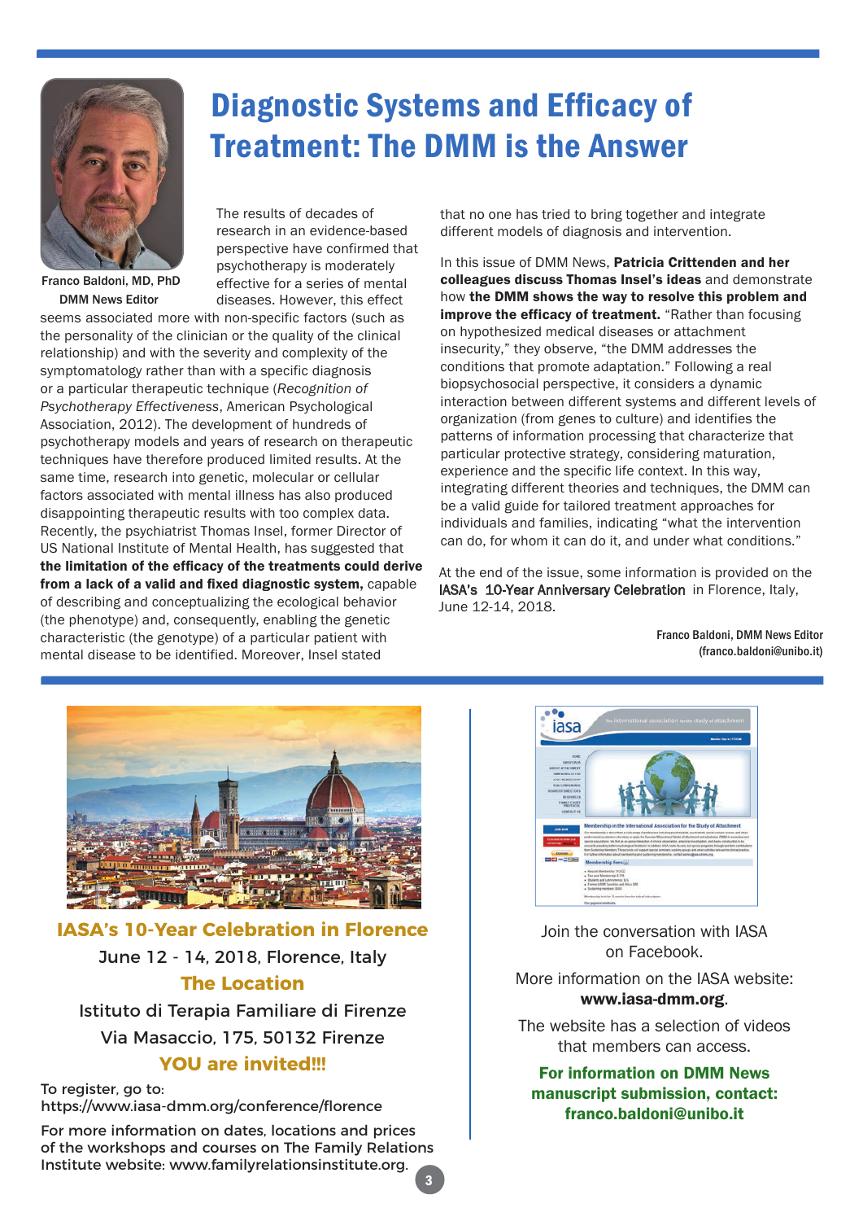# Diagnostic Systems and Efficacy of Treatment: The DMM is the Answer

Franco Baldoni, MD, PhD
DMM News Editor

The results of decades of research in an evidence-based perspective have confirmed that psychotherapy is moderately effective for a series of mental diseases. However, this effect seems associated more with non-specific factors (such as the personality of the clinician or the quality of the clinical relationship) and with the severity and complexity of the symptomatology rather than with a specific diagnosis or a particular therapeutic technique (*Recognition of Psychotherapy Effectiveness*, American Psychological Association, 2012). The development of hundreds of psychotherapy models and years of research on therapeutic techniques have therefore produced limited results. At the same time, research into genetic, molecular or cellular factors associated with mental illness has also produced disappointing therapeutic results with too complex data. Recently, the psychiatrist Thomas Insel, former Director of US National Institute of Mental Health, has suggested that **the limitation of the efficacy of the treatments could derive from a lack of a valid and fixed diagnostic system,** capable of describing and conceptualizing the ecological behavior (the phenotype) and, consequently, enabling the genetic characteristic (the genotype) of a particular patient with mental disease to be identified. Moreover, Insel stated that no one has tried to bring together and integrate different models of diagnosis and intervention.

In this issue of DMM News, **Patricia Crittenden and her colleagues discuss Thomas Insel's ideas** and demonstrate how **the DMM shows the way to resolve this problem and improve the efficacy of treatment.** "Rather than focusing on hypothesized medical diseases or attachment insecurity," they observe, "the DMM addresses the conditions that promote adaptation." Following a real biopsychosocial perspective, it considers a dynamic interaction between different systems and different levels of organization (from genes to culture) and identifies the patterns of information processing that characterize that particular protective strategy, considering maturation, experience and the specific life context. In this way, integrating different theories and techniques, the DMM can be a valid guide for tailored treatment approaches for individuals and families, indicating "what the intervention can do, for whom it can do it, and under what conditions."

At the end of the issue, some information is provided on the IASA's 10-Year Anniversary Celebration in Florence, Italy, June 12-14, 2018.

Franco Baldoni, DMM News Editor
(franco.baldoni@unibo.it)

## IASA's 10-Year Celebration in Florence

June 12 - 14, 2018, Florence, Italy

### The Location

Istituto di Terapia Familiare di Firenze
Via Masaccio, 175, 50132 Firenze

**YOU are invited!!!**

To register, go to:
https://www.iasa-dmm.org/conference/florence

For more information on dates, locations and prices of the workshops and courses on The Family Relations Institute website: www.familyrelationsinstitute.org.

Join the conversation with IASA on Facebook.

More information on the IASA website: **www.iasa-dmm.org**.

The website has a selection of videos that members can access.

**For information on DMM News manuscript submission, contact: franco.baldoni@unibo.it**